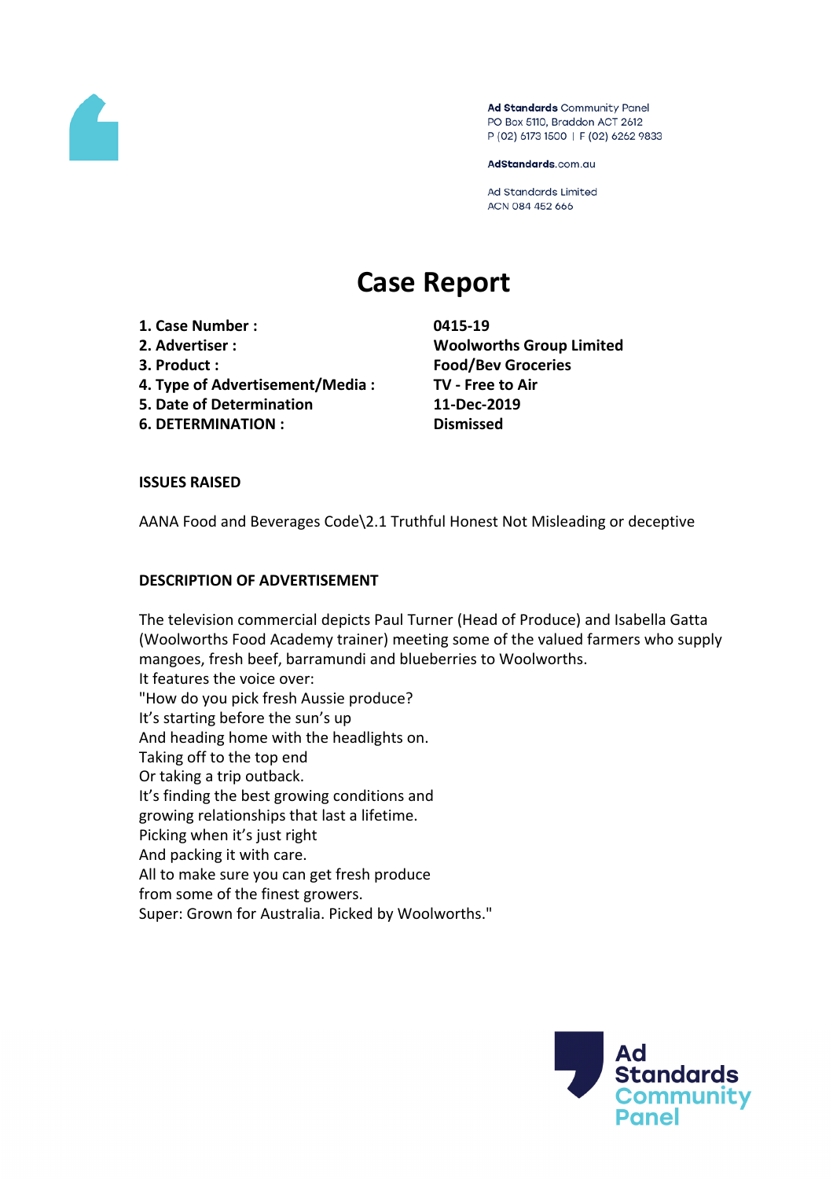Ad Standards Community Panel
PO Box 5110, Braddon ACT 2612
P (02) 6173 1500 | F (02) 6262 9833

AdStandards.com.au

Ad Standards Limited
ACN 084 452 666

# Case Report

| | |
|---|---|
| **1. Case Number :** | **0415-19** |
| **2. Advertiser :** | **Woolworths Group Limited** |
| **3. Product :** | **Food/Bev Groceries** |
| **4. Type of Advertisement/Media :** | **TV - Free to Air** |
| **5. Date of Determination** | **11-Dec-2019** |
| **6. DETERMINATION :** | **Dismissed** |

**ISSUES RAISED**

AANA Food and Beverages Code\2.1 Truthful Honest Not Misleading or deceptive

**DESCRIPTION OF ADVERTISEMENT**

The television commercial depicts Paul Turner (Head of Produce) and Isabella Gatta (Woolworths Food Academy trainer) meeting some of the valued farmers who supply mangoes, fresh beef, barramundi and blueberries to Woolworths.
It features the voice over:
"How do you pick fresh Aussie produce?
It's starting before the sun's up
And heading home with the headlights on.
Taking off to the top end
Or taking a trip outback.
It's finding the best growing conditions and
growing relationships that last a lifetime.
Picking when it's just right
And packing it with care.
All to make sure you can get fresh produce
from some of the finest growers.
Super: Grown for Australia. Picked by Woolworths."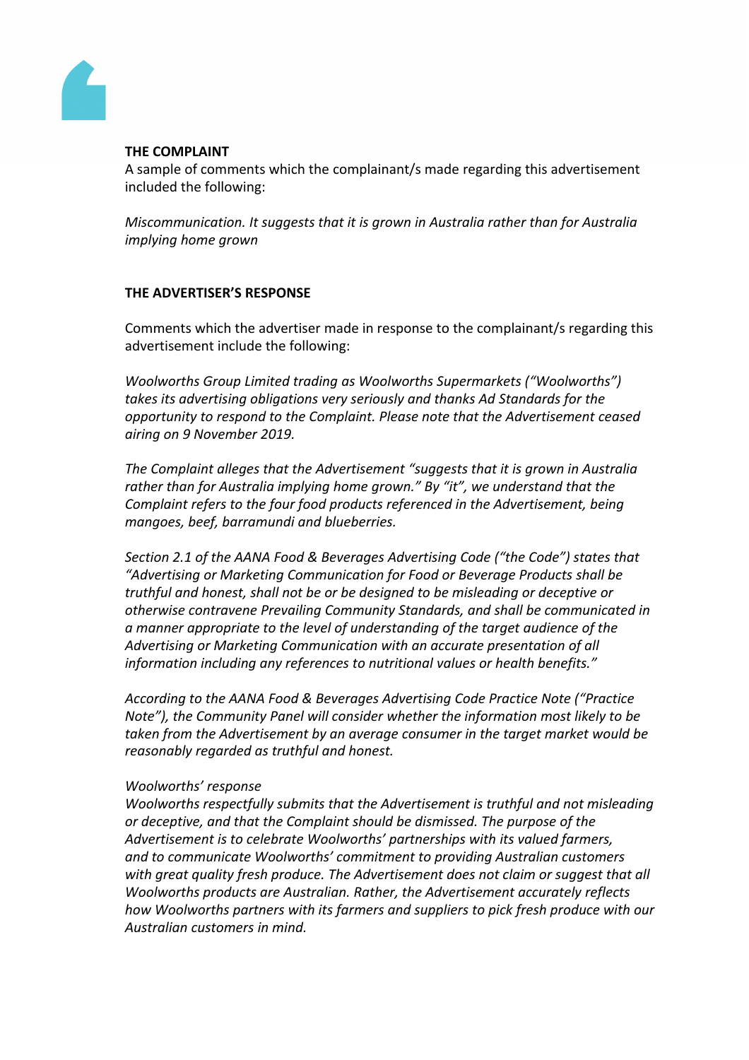**THE COMPLAINT**

A sample of comments which the complainant/s made regarding this advertisement included the following:

*Miscommunication. It suggests that it is grown in Australia rather than for Australia implying home grown*

**THE ADVERTISER'S RESPONSE**

Comments which the advertiser made in response to the complainant/s regarding this advertisement include the following:

*Woolworths Group Limited trading as Woolworths Supermarkets ("Woolworths") takes its advertising obligations very seriously and thanks Ad Standards for the opportunity to respond to the Complaint. Please note that the Advertisement ceased airing on 9 November 2019.*

*The Complaint alleges that the Advertisement "suggests that it is grown in Australia rather than for Australia implying home grown." By "it", we understand that the Complaint refers to the four food products referenced in the Advertisement, being mangoes, beef, barramundi and blueberries.*

*Section 2.1 of the AANA Food & Beverages Advertising Code ("the Code") states that "Advertising or Marketing Communication for Food or Beverage Products shall be truthful and honest, shall not be or be designed to be misleading or deceptive or otherwise contravene Prevailing Community Standards, and shall be communicated in a manner appropriate to the level of understanding of the target audience of the Advertising or Marketing Communication with an accurate presentation of all information including any references to nutritional values or health benefits."*

*According to the AANA Food & Beverages Advertising Code Practice Note ("Practice Note"), the Community Panel will consider whether the information most likely to be taken from the Advertisement by an average consumer in the target market would be reasonably regarded as truthful and honest.*

*Woolworths' response*

*Woolworths respectfully submits that the Advertisement is truthful and not misleading or deceptive, and that the Complaint should be dismissed. The purpose of the Advertisement is to celebrate Woolworths' partnerships with its valued farmers, and to communicate Woolworths' commitment to providing Australian customers with great quality fresh produce. The Advertisement does not claim or suggest that all Woolworths products are Australian. Rather, the Advertisement accurately reflects how Woolworths partners with its farmers and suppliers to pick fresh produce with our Australian customers in mind.*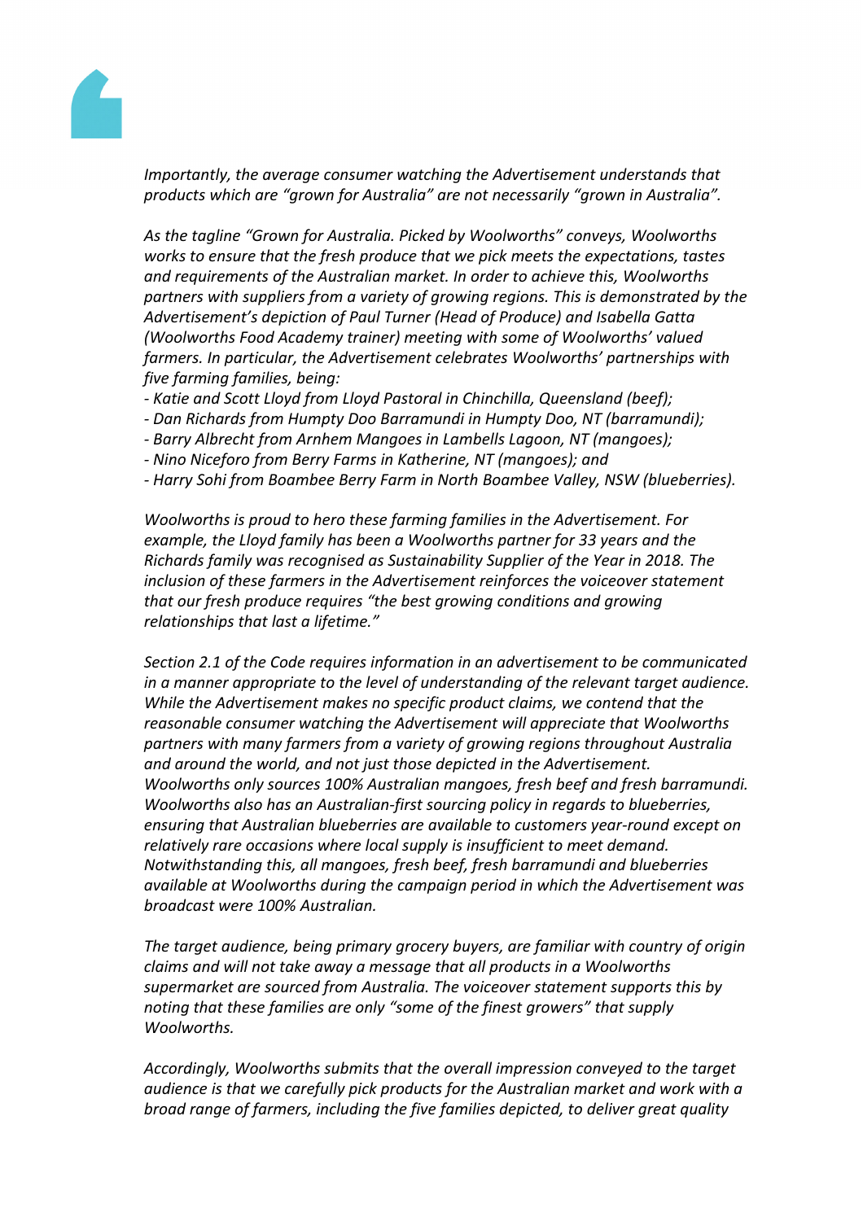*Importantly, the average consumer watching the Advertisement understands that products which are "grown for Australia" are not necessarily "grown in Australia".*

*As the tagline "Grown for Australia. Picked by Woolworths" conveys, Woolworths works to ensure that the fresh produce that we pick meets the expectations, tastes and requirements of the Australian market. In order to achieve this, Woolworths partners with suppliers from a variety of growing regions. This is demonstrated by the Advertisement's depiction of Paul Turner (Head of Produce) and Isabella Gatta (Woolworths Food Academy trainer) meeting with some of Woolworths' valued farmers. In particular, the Advertisement celebrates Woolworths' partnerships with five farming families, being:*

- *Katie and Scott Lloyd from Lloyd Pastoral in Chinchilla, Queensland (beef);*
- *Dan Richards from Humpty Doo Barramundi in Humpty Doo, NT (barramundi);*
- *Barry Albrecht from Arnhem Mangoes in Lambells Lagoon, NT (mangoes);*
- *Nino Niceforo from Berry Farms in Katherine, NT (mangoes); and*
- *Harry Sohi from Boambee Berry Farm in North Boambee Valley, NSW (blueberries).*

*Woolworths is proud to hero these farming families in the Advertisement. For example, the Lloyd family has been a Woolworths partner for 33 years and the Richards family was recognised as Sustainability Supplier of the Year in 2018. The inclusion of these farmers in the Advertisement reinforces the voiceover statement that our fresh produce requires "the best growing conditions and growing relationships that last a lifetime."*

*Section 2.1 of the Code requires information in an advertisement to be communicated in a manner appropriate to the level of understanding of the relevant target audience. While the Advertisement makes no specific product claims, we contend that the reasonable consumer watching the Advertisement will appreciate that Woolworths partners with many farmers from a variety of growing regions throughout Australia and around the world, and not just those depicted in the Advertisement. Woolworths only sources 100% Australian mangoes, fresh beef and fresh barramundi. Woolworths also has an Australian-first sourcing policy in regards to blueberries, ensuring that Australian blueberries are available to customers year-round except on relatively rare occasions where local supply is insufficient to meet demand. Notwithstanding this, all mangoes, fresh beef, fresh barramundi and blueberries available at Woolworths during the campaign period in which the Advertisement was broadcast were 100% Australian.*

*The target audience, being primary grocery buyers, are familiar with country of origin claims and will not take away a message that all products in a Woolworths supermarket are sourced from Australia. The voiceover statement supports this by noting that these families are only "some of the finest growers" that supply Woolworths.*

*Accordingly, Woolworths submits that the overall impression conveyed to the target audience is that we carefully pick products for the Australian market and work with a broad range of farmers, including the five families depicted, to deliver great quality*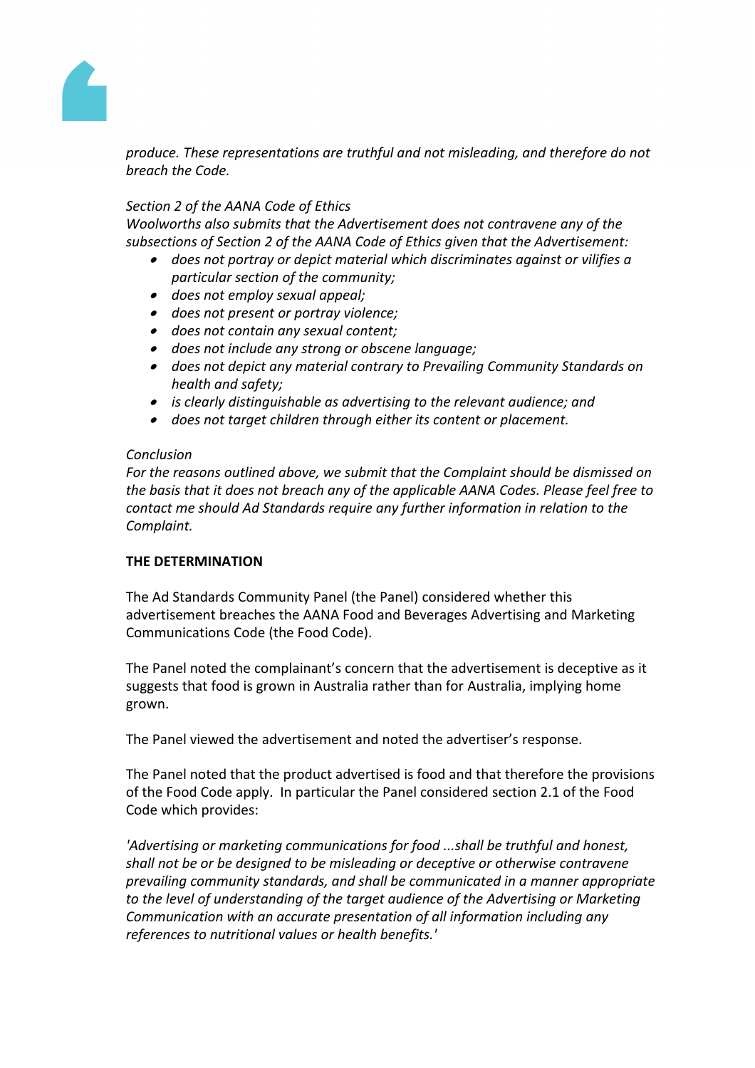*produce. These representations are truthful and not misleading, and therefore do not breach the Code.*

*Section 2 of the AANA Code of Ethics*
*Woolworths also submits that the Advertisement does not contravene any of the subsections of Section 2 of the AANA Code of Ethics given that the Advertisement:*

- *does not portray or depict material which discriminates against or vilifies a particular section of the community;*
- *does not employ sexual appeal;*
- *does not present or portray violence;*
- *does not contain any sexual content;*
- *does not include any strong or obscene language;*
- *does not depict any material contrary to Prevailing Community Standards on health and safety;*
- *is clearly distinguishable as advertising to the relevant audience; and*
- *does not target children through either its content or placement.*

*Conclusion*
*For the reasons outlined above, we submit that the Complaint should be dismissed on the basis that it does not breach any of the applicable AANA Codes. Please feel free to contact me should Ad Standards require any further information in relation to the Complaint.*

**THE DETERMINATION**

The Ad Standards Community Panel (the Panel) considered whether this advertisement breaches the AANA Food and Beverages Advertising and Marketing Communications Code (the Food Code).

The Panel noted the complainant's concern that the advertisement is deceptive as it suggests that food is grown in Australia rather than for Australia, implying home grown.

The Panel viewed the advertisement and noted the advertiser's response.

The Panel noted that the product advertised is food and that therefore the provisions of the Food Code apply. In particular the Panel considered section 2.1 of the Food Code which provides:

*'Advertising or marketing communications for food ...shall be truthful and honest, shall not be or be designed to be misleading or deceptive or otherwise contravene prevailing community standards, and shall be communicated in a manner appropriate to the level of understanding of the target audience of the Advertising or Marketing Communication with an accurate presentation of all information including any references to nutritional values or health benefits.'*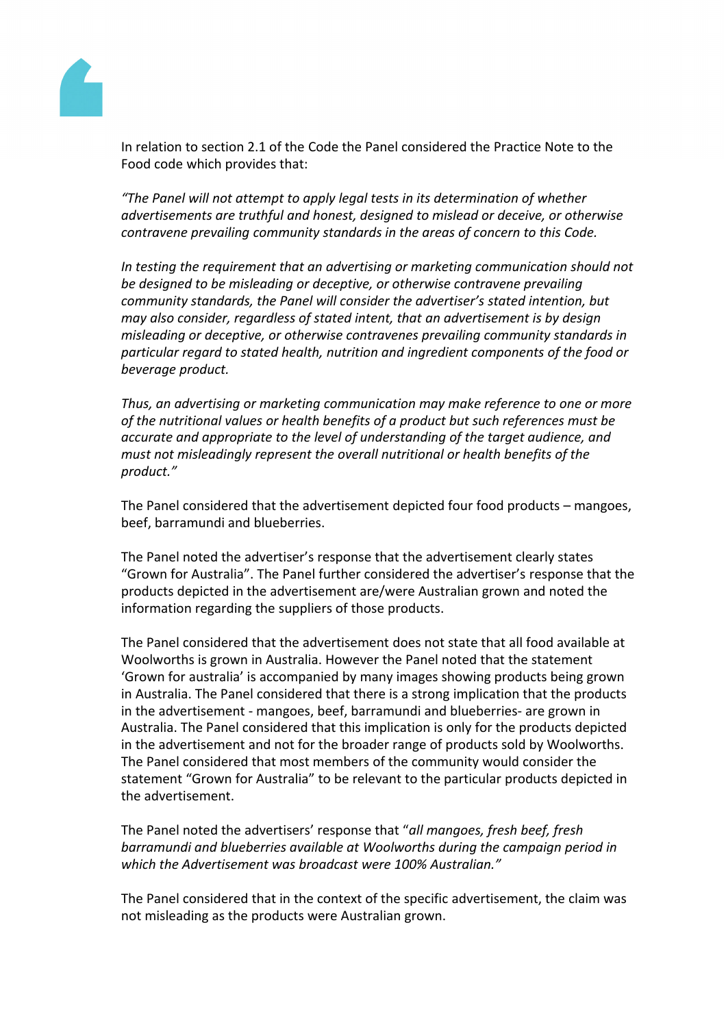In relation to section 2.1 of the Code the Panel considered the Practice Note to the Food code which provides that:

*"The Panel will not attempt to apply legal tests in its determination of whether advertisements are truthful and honest, designed to mislead or deceive, or otherwise contravene prevailing community standards in the areas of concern to this Code.*

*In testing the requirement that an advertising or marketing communication should not be designed to be misleading or deceptive, or otherwise contravene prevailing community standards, the Panel will consider the advertiser's stated intention, but may also consider, regardless of stated intent, that an advertisement is by design misleading or deceptive, or otherwise contravenes prevailing community standards in particular regard to stated health, nutrition and ingredient components of the food or beverage product.*

*Thus, an advertising or marketing communication may make reference to one or more of the nutritional values or health benefits of a product but such references must be accurate and appropriate to the level of understanding of the target audience, and must not misleadingly represent the overall nutritional or health benefits of the product."*

The Panel considered that the advertisement depicted four food products – mangoes, beef, barramundi and blueberries.

The Panel noted the advertiser's response that the advertisement clearly states "Grown for Australia". The Panel further considered the advertiser's response that the products depicted in the advertisement are/were Australian grown and noted the information regarding the suppliers of those products.

The Panel considered that the advertisement does not state that all food available at Woolworths is grown in Australia. However the Panel noted that the statement 'Grown for australia' is accompanied by many images showing products being grown in Australia. The Panel considered that there is a strong implication that the products in the advertisement - mangoes, beef, barramundi and blueberries- are grown in Australia. The Panel considered that this implication is only for the products depicted in the advertisement and not for the broader range of products sold by Woolworths. The Panel considered that most members of the community would consider the statement "Grown for Australia" to be relevant to the particular products depicted in the advertisement.

The Panel noted the advertisers' response that "*all mangoes, fresh beef, fresh barramundi and blueberries available at Woolworths during the campaign period in which the Advertisement was broadcast were 100% Australian."*

The Panel considered that in the context of the specific advertisement, the claim was not misleading as the products were Australian grown.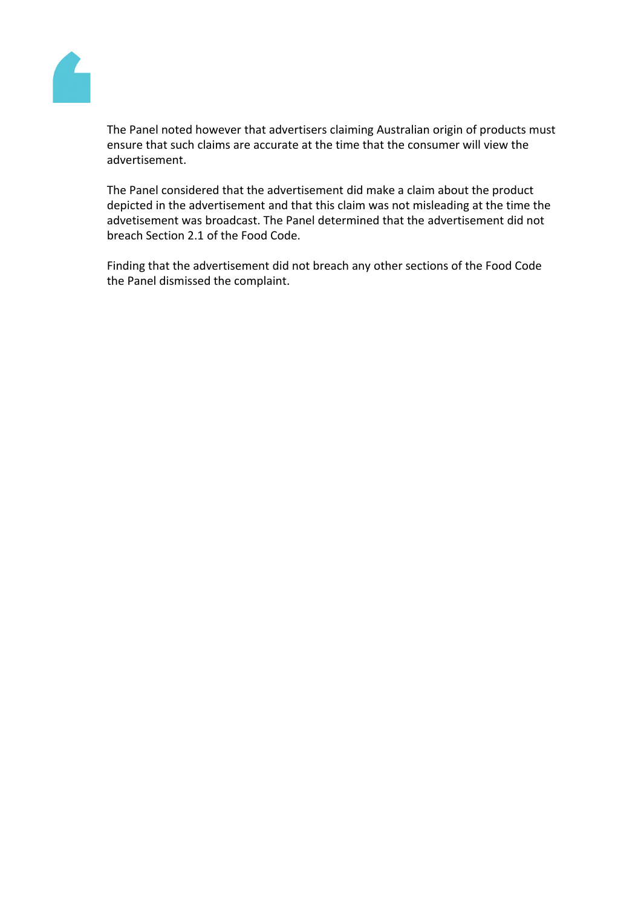The Panel noted however that advertisers claiming Australian origin of products must ensure that such claims are accurate at the time that the consumer will view the advertisement.

The Panel considered that the advertisement did make a claim about the product depicted in the advertisement and that this claim was not misleading at the time the advetisement was broadcast. The Panel determined that the advertisement did not breach Section 2.1 of the Food Code.

Finding that the advertisement did not breach any other sections of the Food Code the Panel dismissed the complaint.